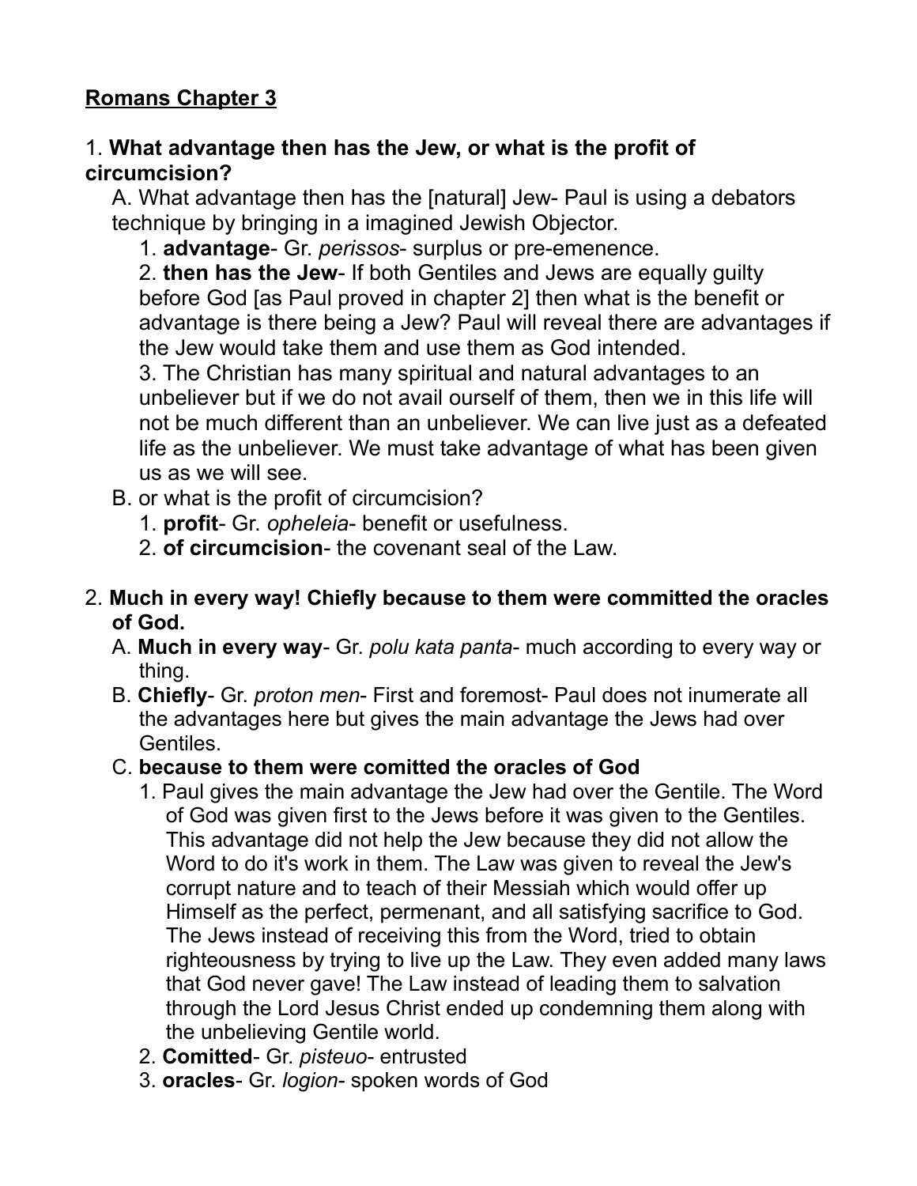**Romans Chapter 3**

1. **What advantage then has the Jew, or what is the profit of circumcision?**

   A. What advantage then has the [natural] Jew- Paul is using a debators technique by bringing in a imagined Jewish Objector.

      1. **advantage**- Gr. *perissos*- surplus or pre-emenence.

      2. **then has the Jew**- If both Gentiles and Jews are equally guilty before God [as Paul proved in chapter 2] then what is the benefit or advantage is there being a Jew? Paul will reveal there are advantages if the Jew would take them and use them as God intended.

      3. The Christian has many spiritual and natural advantages to an unbeliever but if we do not avail ourself of them, then we in this life will not be much different than an unbeliever. We can live just as a defeated life as the unbeliever. We must take advantage of what has been given us as we will see.

   B. or what is the profit of circumcision?

      1. **profit**- Gr. *opheleia*- benefit or usefulness.

      2. **of circumcision**- the covenant seal of the Law.

2. **Much in every way! Chiefly because to them were committed the oracles of God.**

   A. **Much in every way**- Gr. *polu kata panta*- much according to every way or thing.

   B. **Chiefly**- Gr. *proton men*- First and foremost- Paul does not inumerate all the advantages here but gives the main advantage the Jews had over Gentiles.

   C. **because to them were comitted the oracles of God**

      1. Paul gives the main advantage the Jew had over the Gentile. The Word of God was given first to the Jews before it was given to the Gentiles. This advantage did not help the Jew because they did not allow the Word to do it's work in them. The Law was given to reveal the Jew's corrupt nature and to teach of their Messiah which would offer up Himself as the perfect, permenant, and all satisfying sacrifice to God. The Jews instead of receiving this from the Word, tried to obtain righteousness by trying to live up the Law. They even added many laws that God never gave! The Law instead of leading them to salvation through the Lord Jesus Christ ended up condemning them along with the unbelieving Gentile world.

      2. **Comitted**- Gr. *pisteuo*- entrusted

      3. **oracles**- Gr. *logion*- spoken words of God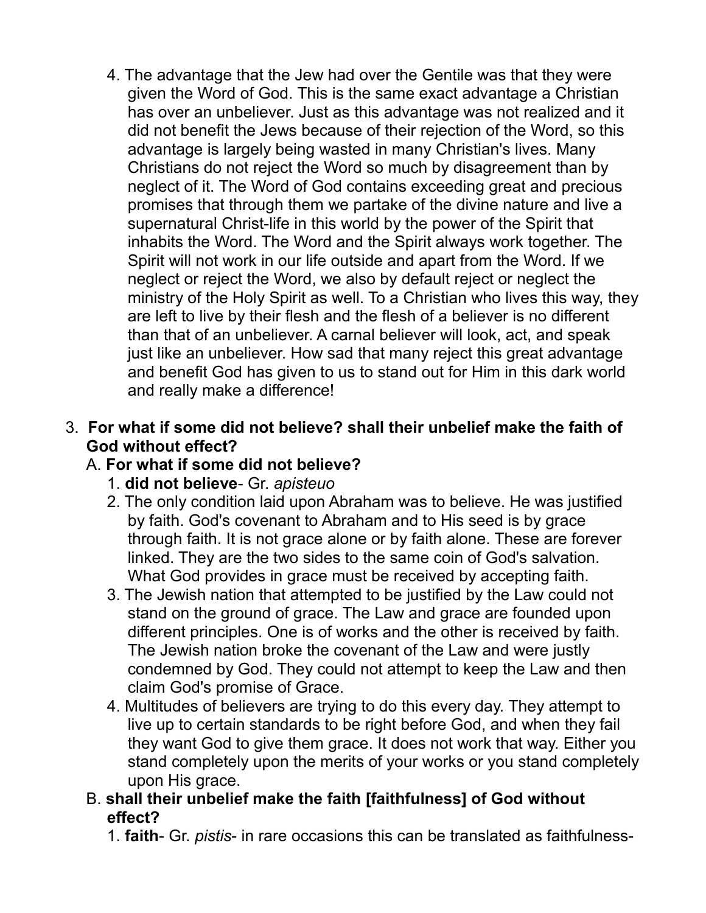4. The advantage that the Jew had over the Gentile was that they were given the Word of God. This is the same exact advantage a Christian has over an unbeliever. Just as this advantage was not realized and it did not benefit the Jews because of their rejection of the Word, so this advantage is largely being wasted in many Christian's lives. Many Christians do not reject the Word so much by disagreement than by neglect of it. The Word of God contains exceeding great and precious promises that through them we partake of the divine nature and live a supernatural Christ-life in this world by the power of the Spirit that inhabits the Word. The Word and the Spirit always work together. The Spirit will not work in our life outside and apart from the Word. If we neglect or reject the Word, we also by default reject or neglect the ministry of the Holy Spirit as well. To a Christian who lives this way, they are left to live by their flesh and the flesh of a believer is no different than that of an unbeliever. A carnal believer will look, act, and speak just like an unbeliever. How sad that many reject this great advantage and benefit God has given to us to stand out for Him in this dark world and really make a difference!

3. **For what if some did not believe? shall their unbelief make the faith of God without effect?**

   A. **For what if some did not believe?**

      1. **did not believe**- Gr. *apisteuo*
      2. The only condition laid upon Abraham was to believe. He was justified by faith. God's covenant to Abraham and to His seed is by grace through faith. It is not grace alone or by faith alone. These are forever linked. They are the two sides to the same coin of God's salvation. What God provides in grace must be received by accepting faith.
      3. The Jewish nation that attempted to be justified by the Law could not stand on the ground of grace. The Law and grace are founded upon different principles. One is of works and the other is received by faith. The Jewish nation broke the covenant of the Law and were justly condemned by God. They could not attempt to keep the Law and then claim God's promise of Grace.
      4. Multitudes of believers are trying to do this every day. They attempt to live up to certain standards to be right before God, and when they fail they want God to give them grace. It does not work that way. Either you stand completely upon the merits of your works or you stand completely upon His grace.

   B. **shall their unbelief make the faith [faithfulness] of God without effect?**

      1. **faith**- Gr. *pistis*- in rare occasions this can be translated as faithfulness-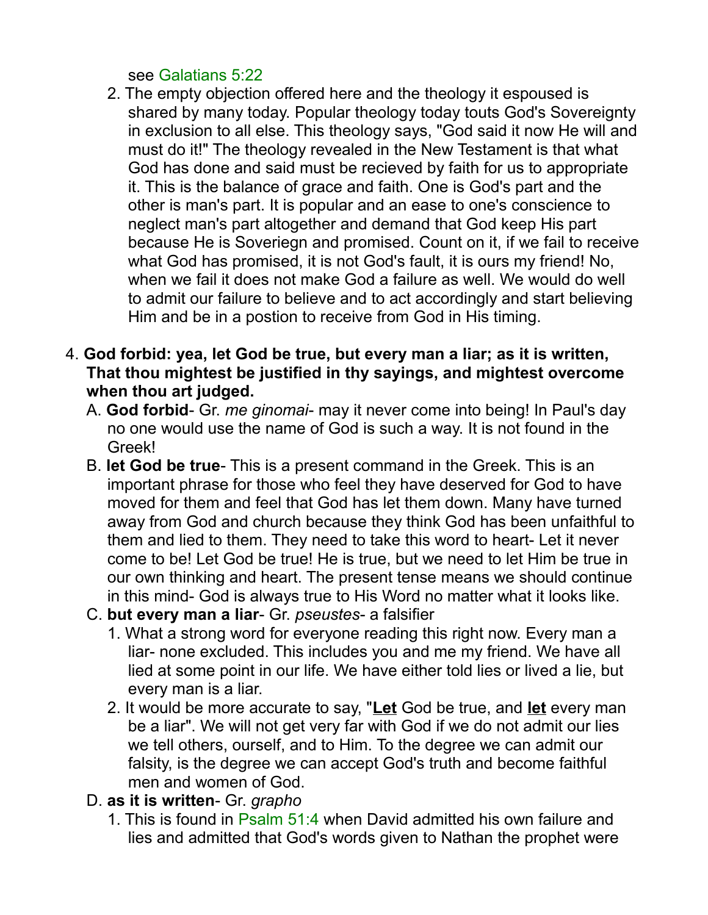see Galatians 5:22

2. The empty objection offered here and the theology it espoused is shared by many today. Popular theology today touts God's Sovereignty in exclusion to all else. This theology says, "God said it now He will and must do it!" The theology revealed in the New Testament is that what God has done and said must be recieved by faith for us to appropriate it. This is the balance of grace and faith. One is God's part and the other is man's part. It is popular and an ease to one's conscience to neglect man's part altogether and demand that God keep His part because He is Soveriegn and promised. Count on it, if we fail to receive what God has promised, it is not God's fault, it is ours my friend! No, when we fail it does not make God a failure as well. We would do well to admit our failure to believe and to act accordingly and start believing Him and be in a postion to receive from God in His timing.

4. **God forbid: yea, let God be true, but every man a liar; as it is written, That thou mightest be justified in thy sayings, and mightest overcome when thou art judged.**
   A. **God forbid**- Gr. *me ginomai*- may it never come into being! In Paul's day no one would use the name of God is such a way. It is not found in the Greek!
   B. **let God be true**- This is a present command in the Greek. This is an important phrase for those who feel they have deserved for God to have moved for them and feel that God has let them down. Many have turned away from God and church because they think God has been unfaithful to them and lied to them. They need to take this word to heart- Let it never come to be! Let God be true! He is true, but we need to let Him be true in our own thinking and heart. The present tense means we should continue in this mind- God is always true to His Word no matter what it looks like.
   C. **but every man a liar**- Gr. *pseustes*- a falsifier
      1. What a strong word for everyone reading this right now. Every man a liar- none excluded. This includes you and me my friend. We have all lied at some point in our life. We have either told lies or lived a lie, but every man is a liar.
      2. It would be more accurate to say, "**<u>Let</u>** God be true, and **<u>let</u>** every man be a liar". We will not get very far with God if we do not admit our lies we tell others, ourself, and to Him. To the degree we can admit our falsity, is the degree we can accept God's truth and become faithful men and women of God.
   D. **as it is written**- Gr. *grapho*
      1. This is found in Psalm 51:4 when David admitted his own failure and lies and admitted that God's words given to Nathan the prophet were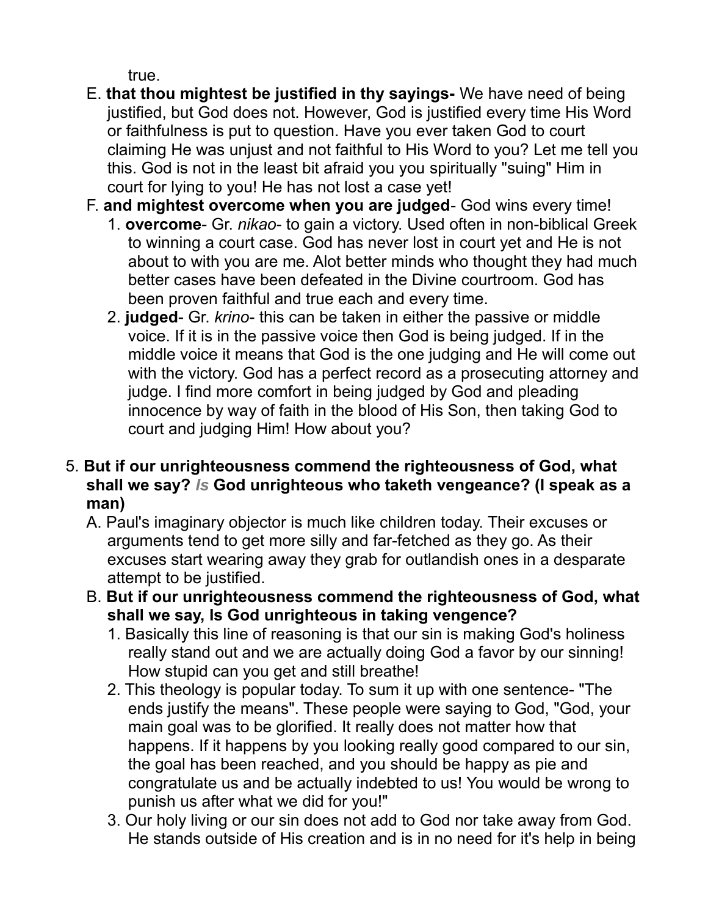true.

E. **that thou mightest be justified in thy sayings-** We have need of being justified, but God does not. However, God is justified every time His Word or faithfulness is put to question. Have you ever taken God to court claiming He was unjust and not faithful to His Word to you? Let me tell you this. God is not in the least bit afraid you you spiritually "suing" Him in court for lying to you! He has not lost a case yet!

F. **and mightest overcome when you are judged**- God wins every time!

1. **overcome**- Gr. *nikao*- to gain a victory. Used often in non-biblical Greek to winning a court case. God has never lost in court yet and He is not about to with you are me. Alot better minds who thought they had much better cases have been defeated in the Divine courtroom. God has been proven faithful and true each and every time.
2. **judged**- Gr. *krino*- this can be taken in either the passive or middle voice. If it is in the passive voice then God is being judged. If in the middle voice it means that God is the one judging and He will come out with the victory. God has a perfect record as a prosecuting attorney and judge. I find more comfort in being judged by God and pleading innocence by way of faith in the blood of His Son, then taking God to court and judging Him! How about you?

5. **But if our unrighteousness commend the righteousness of God, what shall we say? *Is* God unrighteous who taketh vengeance? (I speak as a man)**

A. Paul's imaginary objector is much like children today. Their excuses or arguments tend to get more silly and far-fetched as they go. As their excuses start wearing away they grab for outlandish ones in a desparate attempt to be justified.

B. **But if our unrighteousness commend the righteousness of God, what shall we say, Is God unrighteous in taking vengence?**

1. Basically this line of reasoning is that our sin is making God's holiness really stand out and we are actually doing God a favor by our sinning! How stupid can you get and still breathe!
2. This theology is popular today. To sum it up with one sentence- "The ends justify the means". These people were saying to God, "God, your main goal was to be glorified. It really does not matter how that happens. If it happens by you looking really good compared to our sin, the goal has been reached, and you should be happy as pie and congratulate us and be actually indebted to us! You would be wrong to punish us after what we did for you!"
3. Our holy living or our sin does not add to God nor take away from God. He stands outside of His creation and is in no need for it's help in being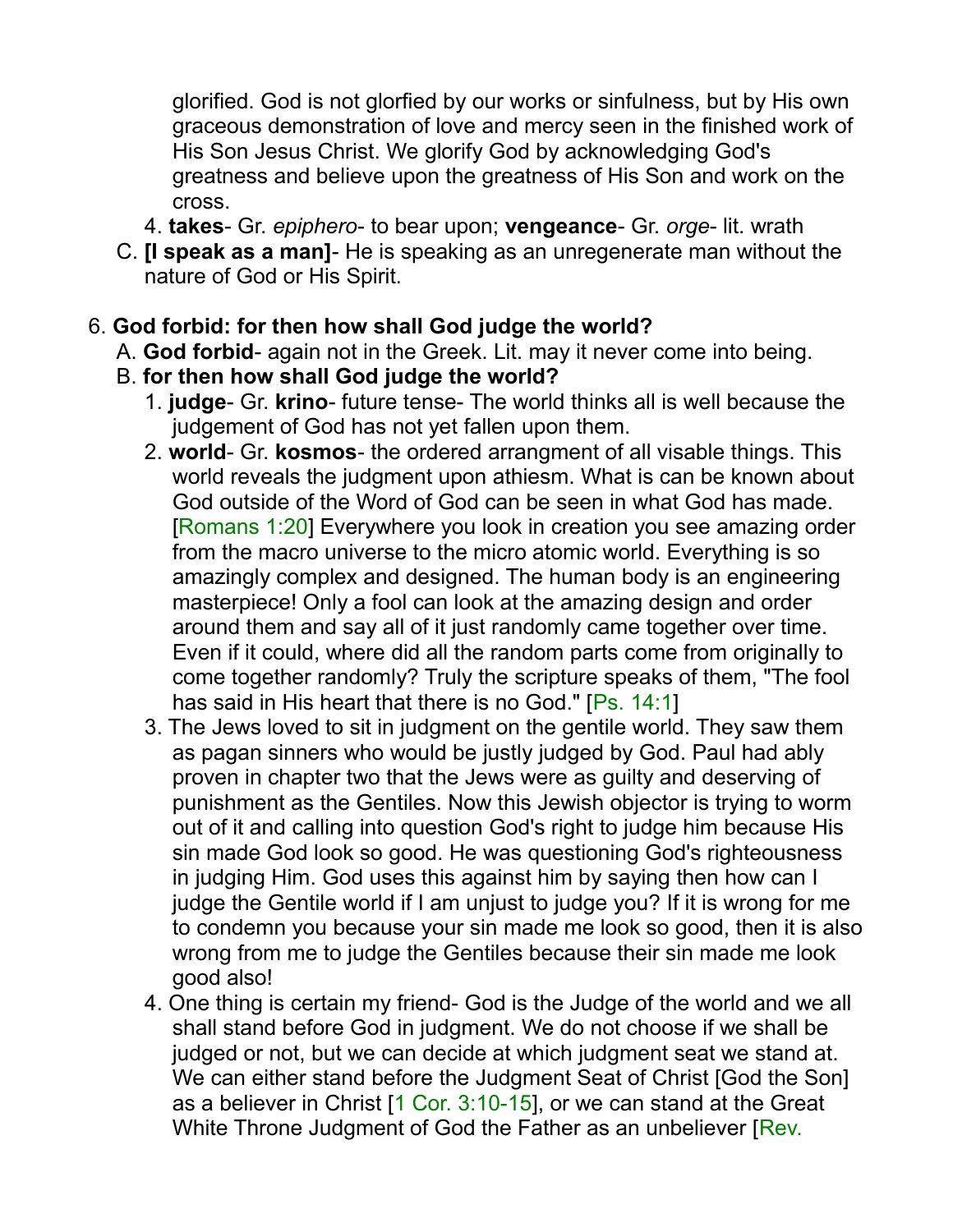glorified. God is not glorfied by our works or sinfulness, but by His own graceous demonstration of love and mercy seen in the finished work of His Son Jesus Christ. We glorify God by acknowledging God's greatness and believe upon the greatness of His Son and work on the cross.

4. **takes**- Gr. *epiphero*- to bear upon; **vengeance**- Gr. *orge*- lit. wrath

C. **[I speak as a man]**- He is speaking as an unregenerate man without the nature of God or His Spirit.

6. **God forbid: for then how shall God judge the world?**

A. **God forbid**- again not in the Greek. Lit. may it never come into being.

B. **for then how shall God judge the world?**

1. **judge**- Gr. **krino**- future tense- The world thinks all is well because the judgement of God has not yet fallen upon them.

2. **world**- Gr. **kosmos**- the ordered arrangment of all visable things. This world reveals the judgment upon athiesm. What is can be known about God outside of the Word of God can be seen in what God has made. [Romans 1:20] Everywhere you look in creation you see amazing order from the macro universe to the micro atomic world. Everything is so amazingly complex and designed. The human body is an engineering masterpiece! Only a fool can look at the amazing design and order around them and say all of it just randomly came together over time. Even if it could, where did all the random parts come from originally to come together randomly? Truly the scripture speaks of them, "The fool has said in His heart that there is no God." [Ps. 14:1]

3. The Jews loved to sit in judgment on the gentile world. They saw them as pagan sinners who would be justly judged by God. Paul had ably proven in chapter two that the Jews were as guilty and deserving of punishment as the Gentiles. Now this Jewish objector is trying to worm out of it and calling into question God's right to judge him because His sin made God look so good. He was questioning God's righteousness in judging Him. God uses this against him by saying then how can I judge the Gentile world if I am unjust to judge you? If it is wrong for me to condemn you because your sin made me look so good, then it is also wrong from me to judge the Gentiles because their sin made me look good also!

4. One thing is certain my friend- God is the Judge of the world and we all shall stand before God in judgment. We do not choose if we shall be judged or not, but we can decide at which judgment seat we stand at. We can either stand before the Judgment Seat of Christ [God the Son] as a believer in Christ [1 Cor. 3:10-15], or we can stand at the Great White Throne Judgment of God the Father as an unbeliever [Rev.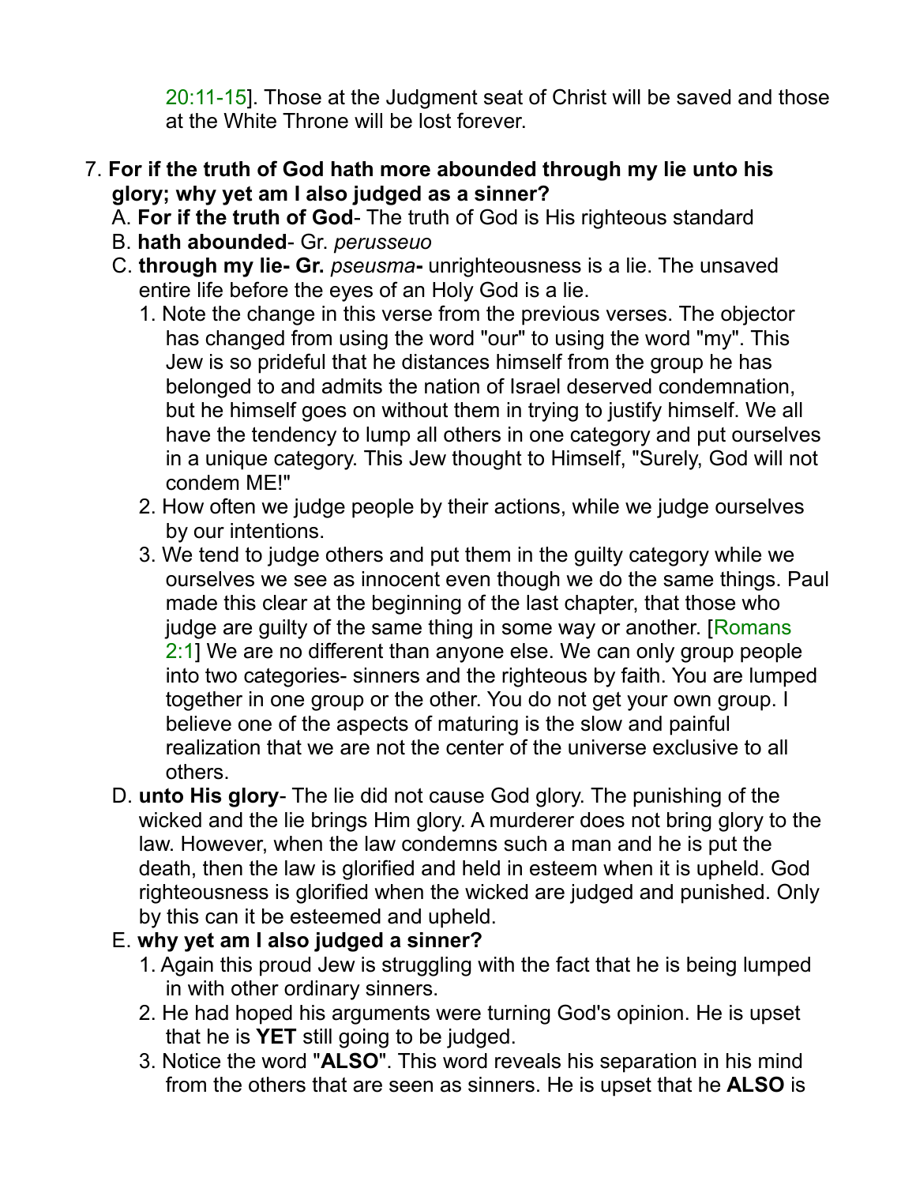20:11-15]. Those at the Judgment seat of Christ will be saved and those at the White Throne will be lost forever.

7. **For if the truth of God hath more abounded through my lie unto his glory; why yet am I also judged as a sinner?**
   A. **For if the truth of God**- The truth of God is His righteous standard
   B. **hath abounded**- Gr. *perusseuo*
   C. **through my lie- Gr.** *pseusma***-** unrighteousness is a lie. The unsaved entire life before the eyes of an Holy God is a lie.
      1. Note the change in this verse from the previous verses. The objector has changed from using the word "our" to using the word "my". This Jew is so prideful that he distances himself from the group he has belonged to and admits the nation of Israel deserved condemnation, but he himself goes on without them in trying to justify himself. We all have the tendency to lump all others in one category and put ourselves in a unique category. This Jew thought to Himself, "Surely, God will not condem ME!"
      2. How often we judge people by their actions, while we judge ourselves by our intentions.
      3. We tend to judge others and put them in the guilty category while we ourselves we see as innocent even though we do the same things. Paul made this clear at the beginning of the last chapter, that those who judge are guilty of the same thing in some way or another. [Romans 2:1] We are no different than anyone else. We can only group people into two categories- sinners and the righteous by faith. You are lumped together in one group or the other. You do not get your own group. I believe one of the aspects of maturing is the slow and painful realization that we are not the center of the universe exclusive to all others.
   D. **unto His glory**- The lie did not cause God glory. The punishing of the wicked and the lie brings Him glory. A murderer does not bring glory to the law. However, when the law condemns such a man and he is put the death, then the law is glorified and held in esteem when it is upheld. God righteousness is glorified when the wicked are judged and punished. Only by this can it be esteemed and upheld.
   E. **why yet am I also judged a sinner?**
      1. Again this proud Jew is struggling with the fact that he is being lumped in with other ordinary sinners.
      2. He had hoped his arguments were turning God's opinion. He is upset that he is **YET** still going to be judged.
      3. Notice the word "**ALSO**". This word reveals his separation in his mind from the others that are seen as sinners. He is upset that he **ALSO** is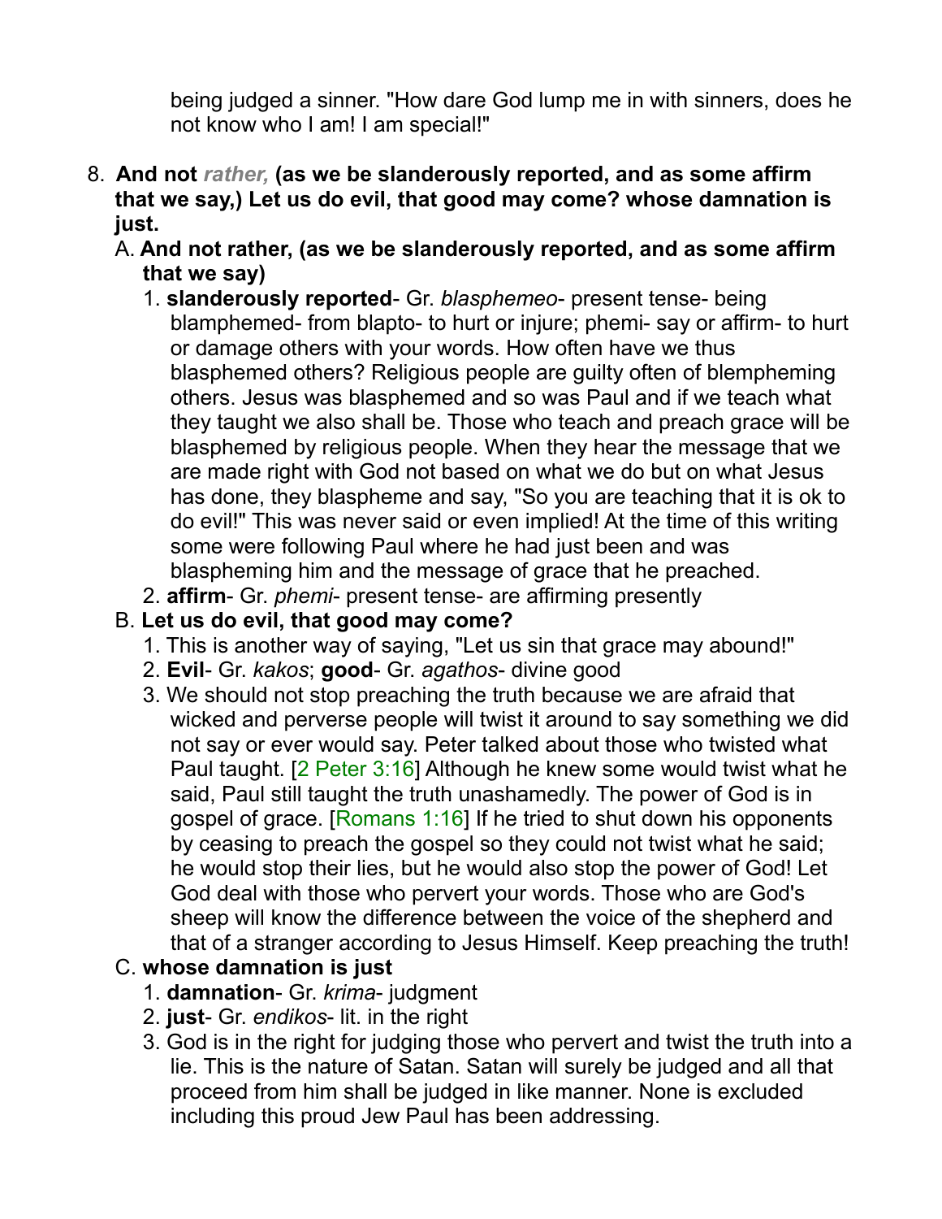being judged a sinner. "How dare God lump me in with sinners, does he not know who I am! I am special!"

8. **And not *rather,* (as we be slanderously reported, and as some affirm that we say,) Let us do evil, that good may come? whose damnation is just.**

   A. **And not rather, (as we be slanderously reported, and as some affirm that we say)**

      1. **slanderously reported**- Gr. *blasphemeo*- present tense- being blamphemed- from blapto- to hurt or injure; phemi- say or affirm- to hurt or damage others with your words. How often have we thus blasphemed others? Religious people are guilty often of blempheming others. Jesus was blasphemed and so was Paul and if we teach what they taught we also shall be. Those who teach and preach grace will be blasphemed by religious people. When they hear the message that we are made right with God not based on what we do but on what Jesus has done, they blaspheme and say, "So you are teaching that it is ok to do evil!" This was never said or even implied! At the time of this writing some were following Paul where he had just been and was blaspheming him and the message of grace that he preached.
      2. **affirm**- Gr. *phemi*- present tense- are affirming presently

   B. **Let us do evil, that good may come?**

      1. This is another way of saying, "Let us sin that grace may abound!"
      2. **Evil**- Gr. *kakos*; **good**- Gr. *agathos*- divine good
      3. We should not stop preaching the truth because we are afraid that wicked and perverse people will twist it around to say something we did not say or ever would say. Peter talked about those who twisted what Paul taught. [2 Peter 3:16] Although he knew some would twist what he said, Paul still taught the truth unashamedly. The power of God is in gospel of grace. [Romans 1:16] If he tried to shut down his opponents by ceasing to preach the gospel so they could not twist what he said; he would stop their lies, but he would also stop the power of God! Let God deal with those who pervert your words. Those who are God's sheep will know the difference between the voice of the shepherd and that of a stranger according to Jesus Himself. Keep preaching the truth!

   C. **whose damnation is just**

      1. **damnation**- Gr. *krima*- judgment
      2. **just**- Gr. *endikos*- lit. in the right
      3. God is in the right for judging those who pervert and twist the truth into a lie. This is the nature of Satan. Satan will surely be judged and all that proceed from him shall be judged in like manner. None is excluded including this proud Jew Paul has been addressing.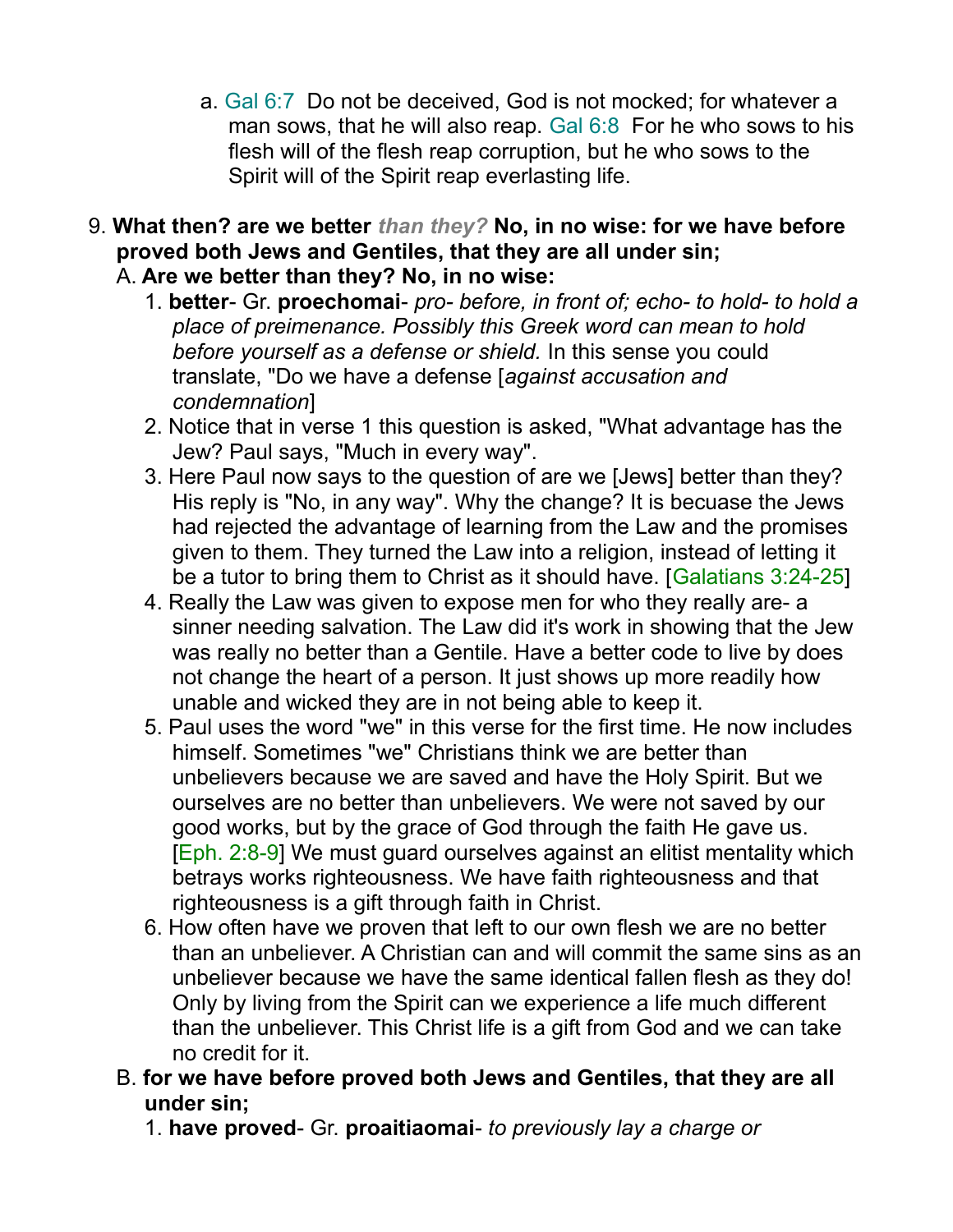a. Gal 6:7 Do not be deceived, God is not mocked; for whatever a man sows, that he will also reap. Gal 6:8 For he who sows to his flesh will of the flesh reap corruption, but he who sows to the Spirit will of the Spirit reap everlasting life.

9. **What then? are we better** ***than they?*** **No, in no wise: for we have before proved both Jews and Gentiles, that they are all under sin;**

   A. **Are we better than they? No, in no wise:**

      1. **better**- Gr. **proechomai**- *pro- before, in front of; echo- to hold- to hold a place of preimenance. Possibly this Greek word can mean to hold before yourself as a defense or shield.* In this sense you could translate, "Do we have a defense [*against accusation and condemnation*]
      2. Notice that in verse 1 this question is asked, "What advantage has the Jew? Paul says, "Much in every way".
      3. Here Paul now says to the question of are we [Jews] better than they? His reply is "No, in any way". Why the change? It is becuase the Jews had rejected the advantage of learning from the Law and the promises given to them. They turned the Law into a religion, instead of letting it be a tutor to bring them to Christ as it should have. [Galatians 3:24-25]
      4. Really the Law was given to expose men for who they really are- a sinner needing salvation. The Law did it's work in showing that the Jew was really no better than a Gentile. Have a better code to live by does not change the heart of a person. It just shows up more readily how unable and wicked they are in not being able to keep it.
      5. Paul uses the word "we" in this verse for the first time. He now includes himself. Sometimes "we" Christians think we are better than unbelievers because we are saved and have the Holy Spirit. But we ourselves are no better than unbelievers. We were not saved by our good works, but by the grace of God through the faith He gave us. [Eph. 2:8-9] We must guard ourselves against an elitist mentality which betrays works righteousness. We have faith righteousness and that righteousness is a gift through faith in Christ.
      6. How often have we proven that left to our own flesh we are no better than an unbeliever. A Christian can and will commit the same sins as an unbeliever because we have the same identical fallen flesh as they do! Only by living from the Spirit can we experience a life much different than the unbeliever. This Christ life is a gift from God and we can take no credit for it.

   B. **for we have before proved both Jews and Gentiles, that they are all under sin;**

      1. **have proved**- Gr. **proaitiaomai**- *to previously lay a charge or*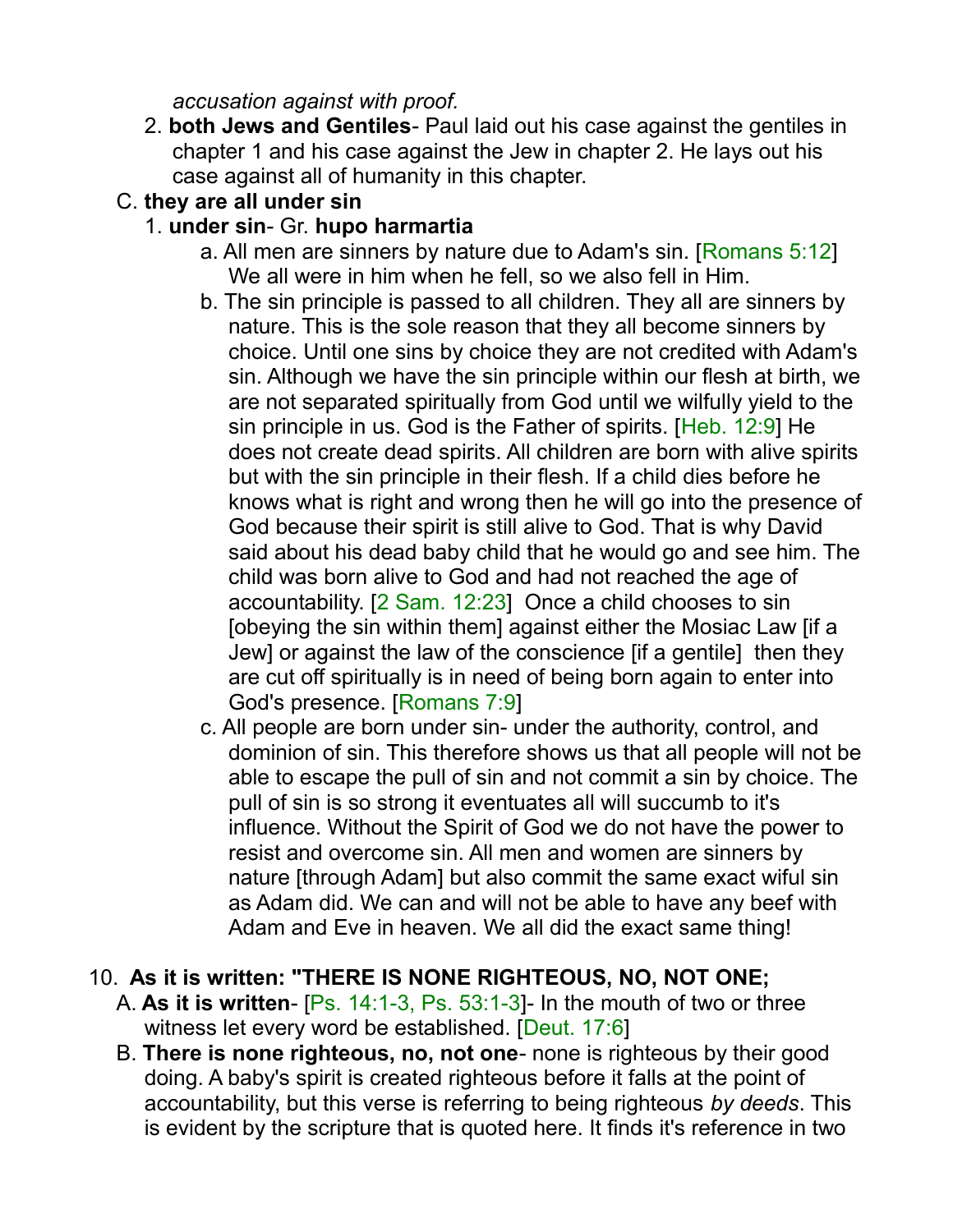*accusation against with proof.*

2. **both Jews and Gentiles**- Paul laid out his case against the gentiles in chapter 1 and his case against the Jew in chapter 2. He lays out his case against all of humanity in this chapter.

C. **they are all under sin**

1. **under sin**- Gr. **hupo harmartia**

a. All men are sinners by nature due to Adam's sin. [Romans 5:12] We all were in him when he fell, so we also fell in Him.

b. The sin principle is passed to all children. They all are sinners by nature. This is the sole reason that they all become sinners by choice. Until one sins by choice they are not credited with Adam's sin. Although we have the sin principle within our flesh at birth, we are not separated spiritually from God until we wilfully yield to the sin principle in us. God is the Father of spirits. [Heb. 12:9] He does not create dead spirits. All children are born with alive spirits but with the sin principle in their flesh. If a child dies before he knows what is right and wrong then he will go into the presence of God because their spirit is still alive to God. That is why David said about his dead baby child that he would go and see him. The child was born alive to God and had not reached the age of accountability. [2 Sam. 12:23] Once a child chooses to sin [obeying the sin within them] against either the Mosiac Law [if a Jew] or against the law of the conscience [if a gentile] then they are cut off spiritually is in need of being born again to enter into God's presence. [Romans 7:9]

c. All people are born under sin- under the authority, control, and dominion of sin. This therefore shows us that all people will not be able to escape the pull of sin and not commit a sin by choice. The pull of sin is so strong it eventuates all will succumb to it's influence. Without the Spirit of God we do not have the power to resist and overcome sin. All men and women are sinners by nature [through Adam] but also commit the same exact wiful sin as Adam did. We can and will not be able to have any beef with Adam and Eve in heaven. We all did the exact same thing!

10. **As it is written: "THERE IS NONE RIGHTEOUS, NO, NOT ONE;**

A. **As it is written**- [Ps. 14:1-3, Ps. 53:1-3]- In the mouth of two or three witness let every word be established. [Deut. 17:6]

B. **There is none righteous, no, not one**- none is righteous by their good doing. A baby's spirit is created righteous before it falls at the point of accountability, but this verse is referring to being righteous *by deeds*. This is evident by the scripture that is quoted here. It finds it's reference in two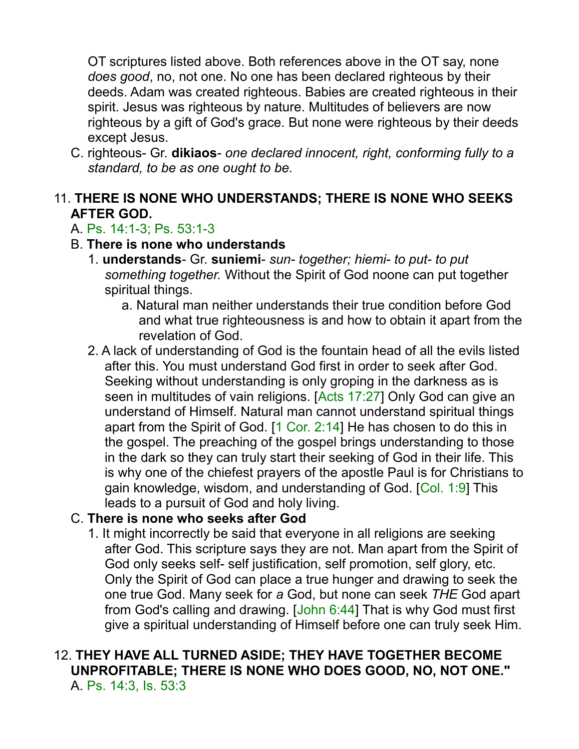OT scriptures listed above. Both references above in the OT say, none *does good*, no, not one. No one has been declared righteous by their deeds. Adam was created righteous. Babies are created righteous in their spirit. Jesus was righteous by nature. Multitudes of believers are now righteous by a gift of God's grace. But none were righteous by their deeds except Jesus.

C. righteous- Gr. **dikiaos**- *one declared innocent, right, conforming fully to a standard, to be as one ought to be.*

11. **THERE IS NONE WHO UNDERSTANDS; THERE IS NONE WHO SEEKS AFTER GOD.**
   A. Ps. 14:1-3; Ps. 53:1-3
   B. **There is none who understands**
      1. **understands**- Gr. **suniemi**- *sun- together; hiemi- to put- to put something together.* Without the Spirit of God noone can put together spiritual things.
         a. Natural man neither understands their true condition before God and what true righteousness is and how to obtain it apart from the revelation of God.
      2. A lack of understanding of God is the fountain head of all the evils listed after this. You must understand God first in order to seek after God. Seeking without understanding is only groping in the darkness as is seen in multitudes of vain religions. [Acts 17:27] Only God can give an understand of Himself. Natural man cannot understand spiritual things apart from the Spirit of God. [1 Cor. 2:14] He has chosen to do this in the gospel. The preaching of the gospel brings understanding to those in the dark so they can truly start their seeking of God in their life. This is why one of the chiefest prayers of the apostle Paul is for Christians to gain knowledge, wisdom, and understanding of God. [Col. 1:9] This leads to a pursuit of God and holy living.
   C. **There is none who seeks after God**
      1. It might incorrectly be said that everyone in all religions are seeking after God. This scripture says they are not. Man apart from the Spirit of God only seeks self- self justification, self promotion, self glory, etc. Only the Spirit of God can place a true hunger and drawing to seek the one true God. Many seek for *a* God, but none can seek *THE* God apart from God's calling and drawing. [John 6:44] That is why God must first give a spiritual understanding of Himself before one can truly seek Him.

12. **THEY HAVE ALL TURNED ASIDE; THEY HAVE TOGETHER BECOME UNPROFITABLE; THERE IS NONE WHO DOES GOOD, NO, NOT ONE."**
   A. Ps. 14:3, Is. 53:3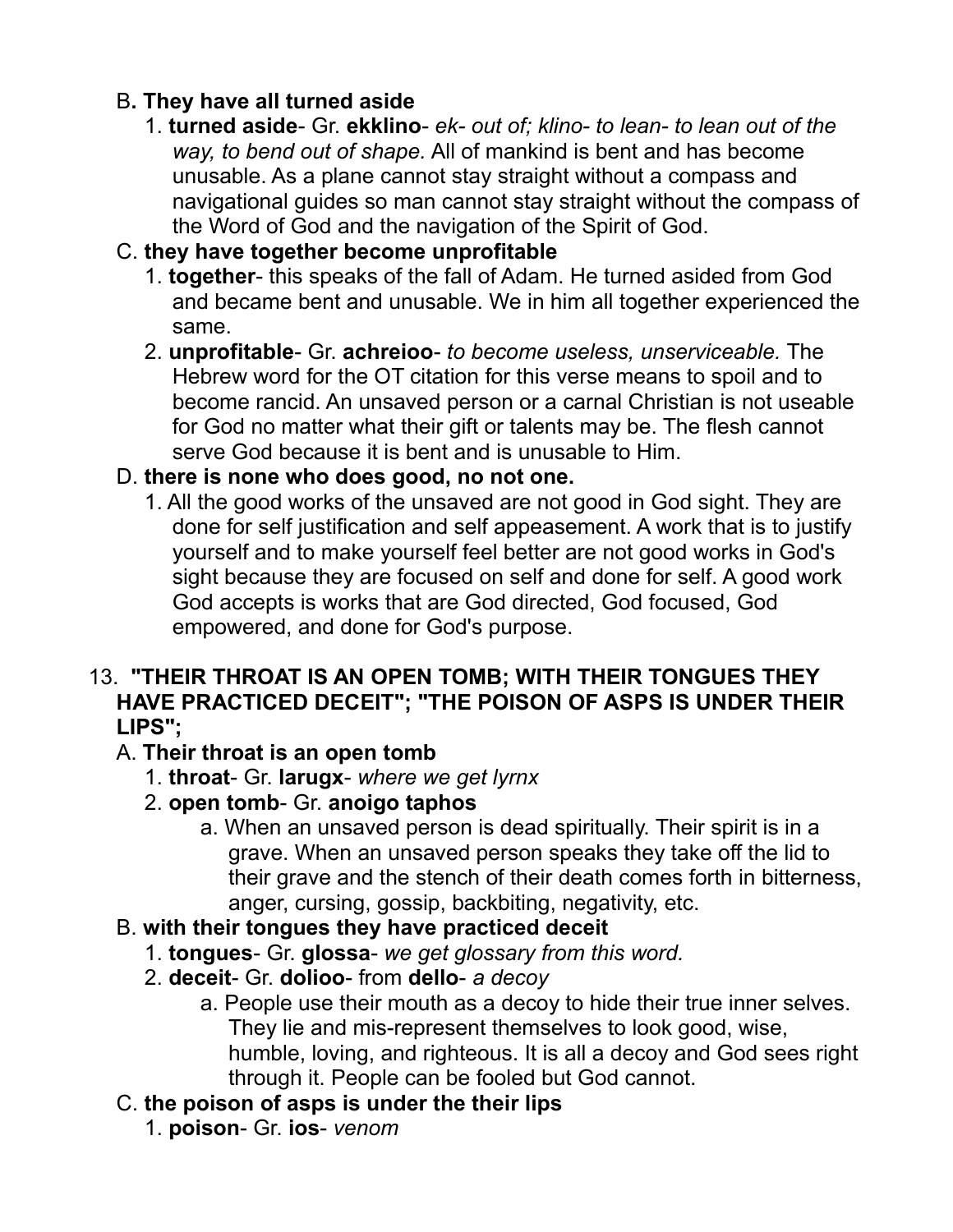B**. They have all turned aside**

1. **turned aside**- Gr. **ekklino**- *ek- out of; klino- to lean- to lean out of the way, to bend out of shape.* All of mankind is bent and has become unusable. As a plane cannot stay straight without a compass and navigational guides so man cannot stay straight without the compass of the Word of God and the navigation of the Spirit of God.

C. **they have together become unprofitable**

1. **together**- this speaks of the fall of Adam. He turned asided from God and became bent and unusable. We in him all together experienced the same.
2. **unprofitable**- Gr. **achreioo**- *to become useless, unserviceable.* The Hebrew word for the OT citation for this verse means to spoil and to become rancid. An unsaved person or a carnal Christian is not useable for God no matter what their gift or talents may be. The flesh cannot serve God because it is bent and is unusable to Him.

D. **there is none who does good, no not one.**

1. All the good works of the unsaved are not good in God sight. They are done for self justification and self appeasement. A work that is to justify yourself and to make yourself feel better are not good works in God's sight because they are focused on self and done for self. A good work God accepts is works that are God directed, God focused, God empowered, and done for God's purpose.

13. **"THEIR THROAT IS AN OPEN TOMB; WITH THEIR TONGUES THEY HAVE PRACTICED DECEIT"; "THE POISON OF ASPS IS UNDER THEIR LIPS";**

A. **Their throat is an open tomb**

1. **throat**- Gr. **larugx**- *where we get lyrnx*
2. **open tomb**- Gr. **anoigo taphos**
   a. When an unsaved person is dead spiritually. Their spirit is in a grave. When an unsaved person speaks they take off the lid to their grave and the stench of their death comes forth in bitterness, anger, cursing, gossip, backbiting, negativity, etc.

B. **with their tongues they have practiced deceit**

1. **tongues**- Gr. **glossa**- *we get glossary from this word.*
2. **deceit**- Gr. **dolioo**- from **dello**- *a decoy*
   a. People use their mouth as a decoy to hide their true inner selves. They lie and mis-represent themselves to look good, wise, humble, loving, and righteous. It is all a decoy and God sees right through it. People can be fooled but God cannot.

C. **the poison of asps is under the their lips**

1. **poison**- Gr. **ios**- *venom*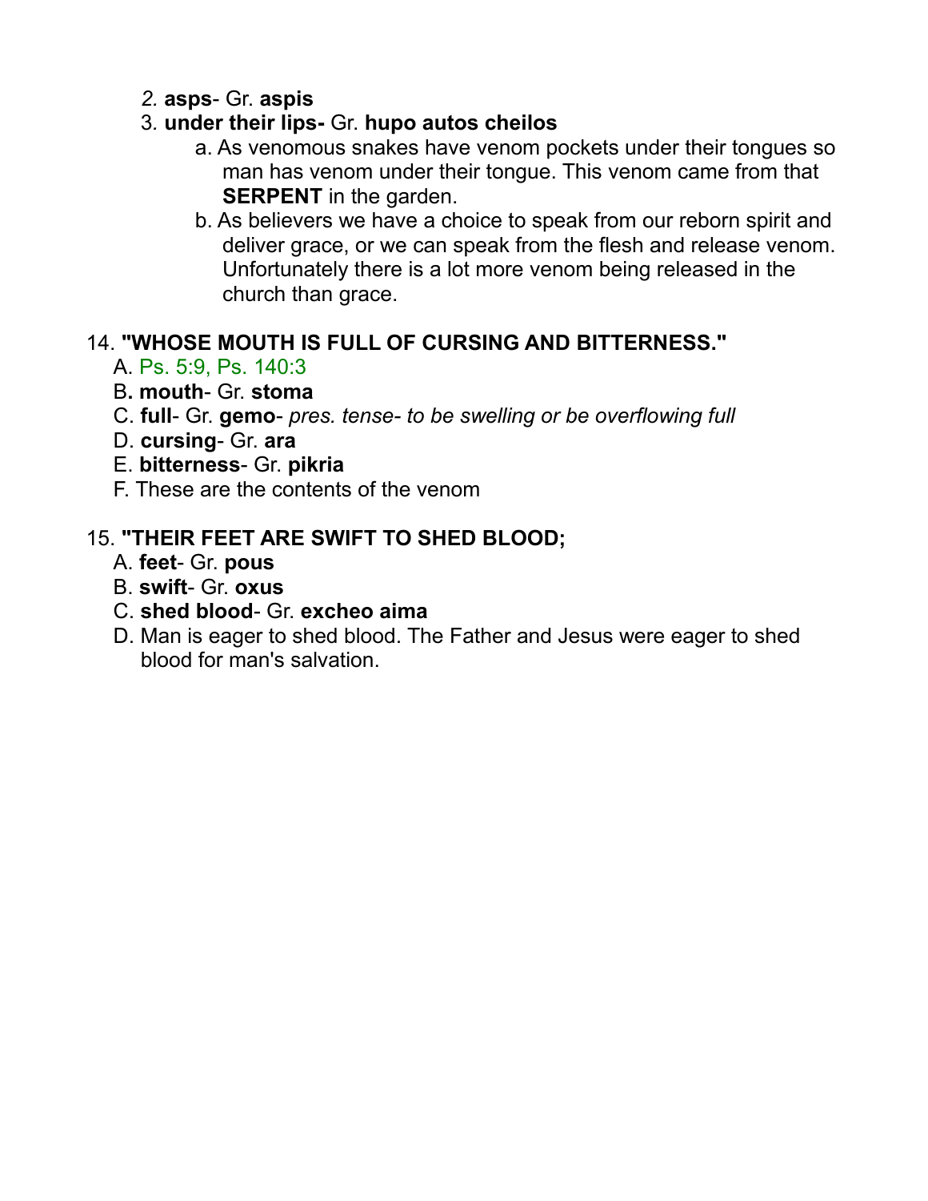2. **asps**- Gr. **aspis**
3. **under their lips-** Gr. **hupo autos cheilos**
    a. As venomous snakes have venom pockets under their tongues so man has venom under their tongue. This venom came from that **SERPENT** in the garden.
    b. As believers we have a choice to speak from our reborn spirit and deliver grace, or we can speak from the flesh and release venom. Unfortunately there is a lot more venom being released in the church than grace.

14. **"WHOSE MOUTH IS FULL OF CURSING AND BITTERNESS."**
    A. Ps. 5:9, Ps. 140:3
    B**. mouth**- Gr. **stoma**
    C. **full**- Gr. **gemo**- *pres. tense- to be swelling or be overflowing full*
    D. **cursing**- Gr. **ara**
    E. **bitterness**- Gr. **pikria**
    F. These are the contents of the venom

15. **"THEIR FEET ARE SWIFT TO SHED BLOOD;**
    A. **feet**- Gr. **pous**
    B. **swift**- Gr. **oxus**
    C. **shed blood**- Gr. **excheo aima**
    D. Man is eager to shed blood. The Father and Jesus were eager to shed blood for man's salvation.